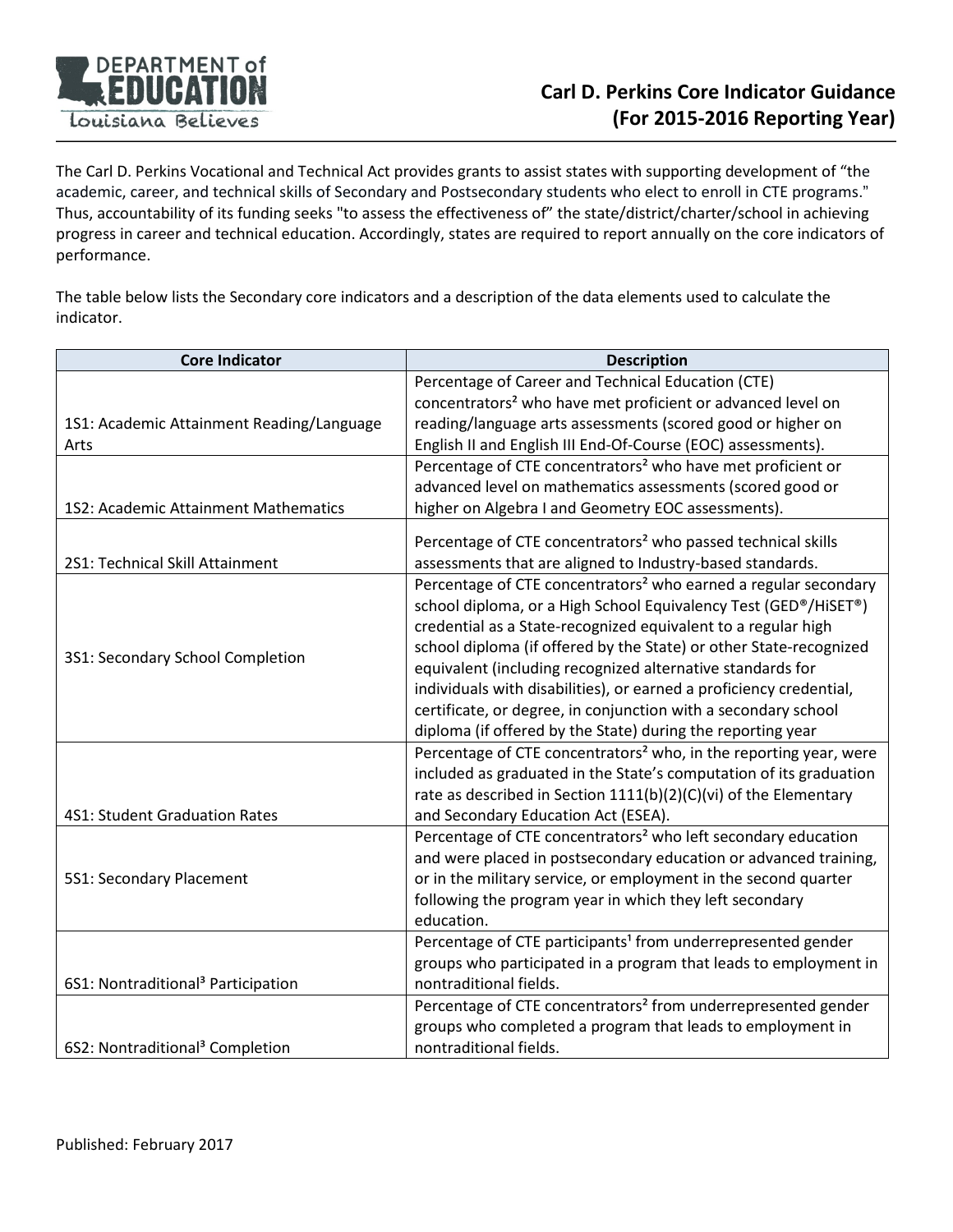# Carl D. Perkins Core Indicator Guidance (For 2015-2016 Reporting Year)

The Carl D. Perkins Vocational and Technical Act provides grants to assist states with supporting development of "the academic, career, and technical skills of Secondary and Postsecondary students who elect to enroll in CTE programs." Thus, accountability of its funding seeks "to assess the effectiveness of" the state/district/charter/school in achieving progress in career and technical education. Accordingly, states are required to report annually on the core indicators of performance.

The table below lists the Secondary core indicators and a description of the data elements used to calculate the indicator.

| Core Indicator | Description |
|---|---|
| 1S1: Academic Attainment Reading/Language Arts | Percentage of Career and Technical Education (CTE) concentrators[2] who have met proficient or advanced level on reading/language arts assessments (scored good or higher on English II and English III End-Of-Course (EOC) assessments). |
| 1S2: Academic Attainment Mathematics | Percentage of CTE concentrators[2] who have met proficient or advanced level on mathematics assessments (scored good or higher on Algebra I and Geometry EOC assessments). |
| 2S1: Technical Skill Attainment | Percentage of CTE concentrators[2] who passed technical skills assessments that are aligned to Industry-based standards. |
| 3S1: Secondary School Completion | Percentage of CTE concentrators[2] who earned a regular secondary school diploma, or a High School Equivalency Test (GED®/HiSET®) credential as a State-recognized equivalent to a regular high school diploma (if offered by the State) or other State-recognized equivalent (including recognized alternative standards for individuals with disabilities), or earned a proficiency credential, certificate, or degree, in conjunction with a secondary school diploma (if offered by the State) during the reporting year |
| 4S1: Student Graduation Rates | Percentage of CTE concentrators[2] who, in the reporting year, were included as graduated in the State's computation of its graduation rate as described in Section 1111(b)(2)(C)(vi) of the Elementary and Secondary Education Act (ESEA). |
| 5S1: Secondary Placement | Percentage of CTE concentrators[2] who left secondary education and were placed in postsecondary education or advanced training, or in the military service, or employment in the second quarter following the program year in which they left secondary education. |
| 6S1: Nontraditional[3] Participation | Percentage of CTE participants[1] from underrepresented gender groups who participated in a program that leads to employment in nontraditional fields. |
| 6S2: Nontraditional[3] Completion | Percentage of CTE concentrators[2] from underrepresented gender groups who completed a program that leads to employment in nontraditional fields. |

Published: February 2017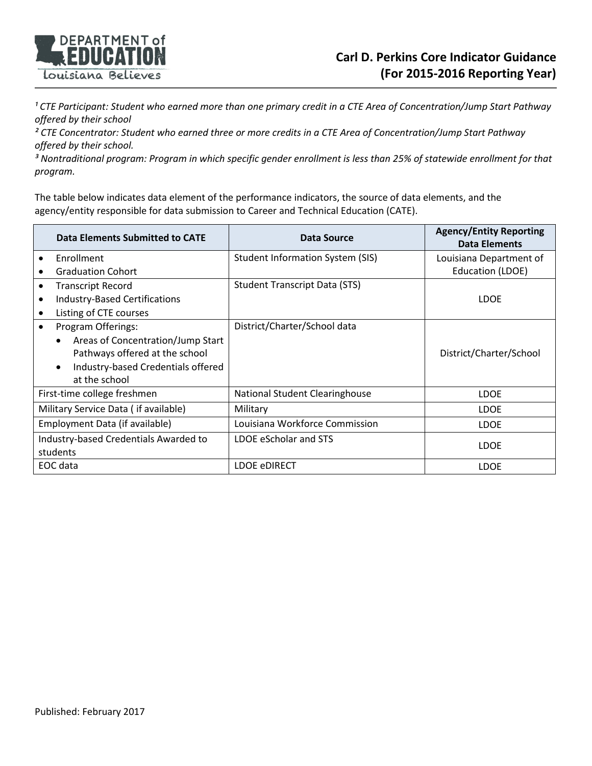[1] *CTE Participant: Student who earned more than one primary credit in a CTE Area of Concentration/Jump Start Pathway offered by their school*

[2] *CTE Concentrator: Student who earned three or more credits in a CTE Area of Concentration/Jump Start Pathway offered by their school.*

[3] *Nontraditional program: Program in which specific gender enrollment is less than 25% of statewide enrollment for that program.*

The table below indicates data element of the performance indicators, the source of data elements, and the agency/entity responsible for data submission to Career and Technical Education (CATE).

| Data Elements Submitted to CATE | Data Source | Agency/Entity Reporting Data Elements |
|---|---|---|
| • Enrollment<br>• Graduation Cohort | Student Information System (SIS) | Louisiana Department of Education (LDOE) |
| • Transcript Record<br>• Industry-Based Certifications<br>• Listing of CTE courses | Student Transcript Data (STS) | LDOE |
| • Program Offerings:<br>  • Areas of Concentration/Jump Start Pathways offered at the school<br>  • Industry-based Credentials offered at the school | District/Charter/School data | District/Charter/School |
| First-time college freshmen | National Student Clearinghouse | LDOE |
| Military Service Data ( if available) | Military | LDOE |
| Employment Data (if available) | Louisiana Workforce Commission | LDOE |
| Industry-based Credentials Awarded to students | LDOE eScholar and STS | LDOE |
| EOC data | LDOE eDIRECT | LDOE |

Published: February 2017